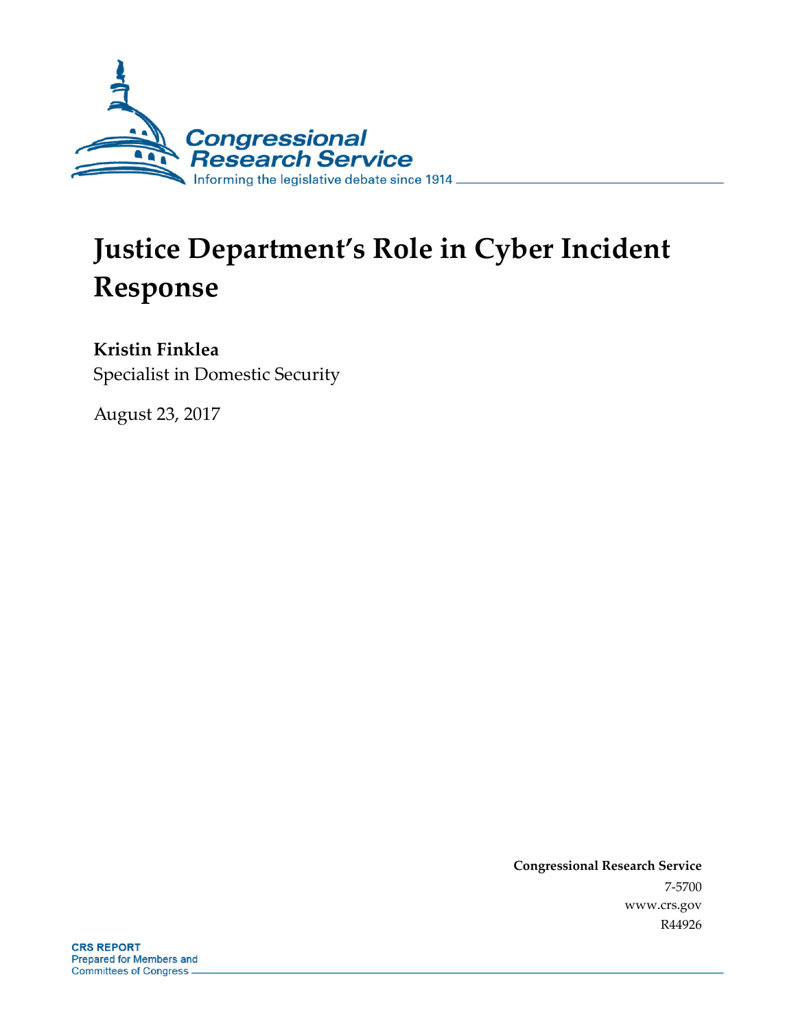Congressional Research Service

Informing the legislative debate since 1914

# Justice Department's Role in Cyber Incident Response

**Kristin Finklea**

Specialist in Domestic Security

August 23, 2017

**Congressional Research Service**

7-5700

www.crs.gov

R44926

**CRS REPORT**

Prepared for Members and Committees of Congress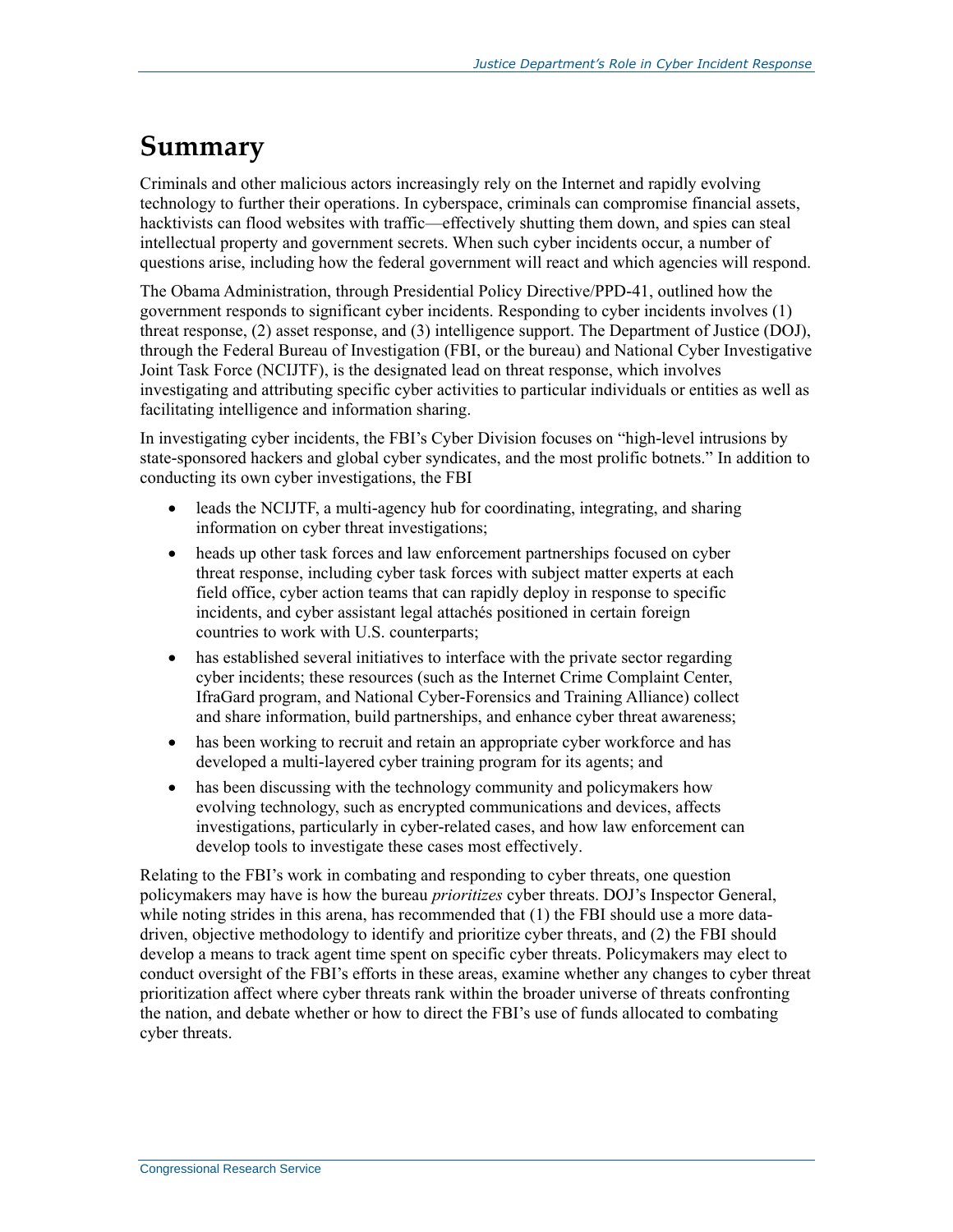# Summary

Criminals and other malicious actors increasingly rely on the Internet and rapidly evolving technology to further their operations. In cyberspace, criminals can compromise financial assets, hacktivists can flood websites with traffic—effectively shutting them down, and spies can steal intellectual property and government secrets. When such cyber incidents occur, a number of questions arise, including how the federal government will react and which agencies will respond.

The Obama Administration, through Presidential Policy Directive/PPD-41, outlined how the government responds to significant cyber incidents. Responding to cyber incidents involves (1) threat response, (2) asset response, and (3) intelligence support. The Department of Justice (DOJ), through the Federal Bureau of Investigation (FBI, or the bureau) and National Cyber Investigative Joint Task Force (NCIJTF), is the designated lead on threat response, which involves investigating and attributing specific cyber activities to particular individuals or entities as well as facilitating intelligence and information sharing.

In investigating cyber incidents, the FBI's Cyber Division focuses on "high-level intrusions by state-sponsored hackers and global cyber syndicates, and the most prolific botnets." In addition to conducting its own cyber investigations, the FBI

- leads the NCIJTF, a multi-agency hub for coordinating, integrating, and sharing information on cyber threat investigations;
- heads up other task forces and law enforcement partnerships focused on cyber threat response, including cyber task forces with subject matter experts at each field office, cyber action teams that can rapidly deploy in response to specific incidents, and cyber assistant legal attachés positioned in certain foreign countries to work with U.S. counterparts;
- has established several initiatives to interface with the private sector regarding cyber incidents; these resources (such as the Internet Crime Complaint Center, IfraGard program, and National Cyber-Forensics and Training Alliance) collect and share information, build partnerships, and enhance cyber threat awareness;
- has been working to recruit and retain an appropriate cyber workforce and has developed a multi-layered cyber training program for its agents; and
- has been discussing with the technology community and policymakers how evolving technology, such as encrypted communications and devices, affects investigations, particularly in cyber-related cases, and how law enforcement can develop tools to investigate these cases most effectively.

Relating to the FBI's work in combating and responding to cyber threats, one question policymakers may have is how the bureau *prioritizes* cyber threats. DOJ's Inspector General, while noting strides in this arena, has recommended that (1) the FBI should use a more data-driven, objective methodology to identify and prioritize cyber threats, and (2) the FBI should develop a means to track agent time spent on specific cyber threats. Policymakers may elect to conduct oversight of the FBI's efforts in these areas, examine whether any changes to cyber threat prioritization affect where cyber threats rank within the broader universe of threats confronting the nation, and debate whether or how to direct the FBI's use of funds allocated to combating cyber threats.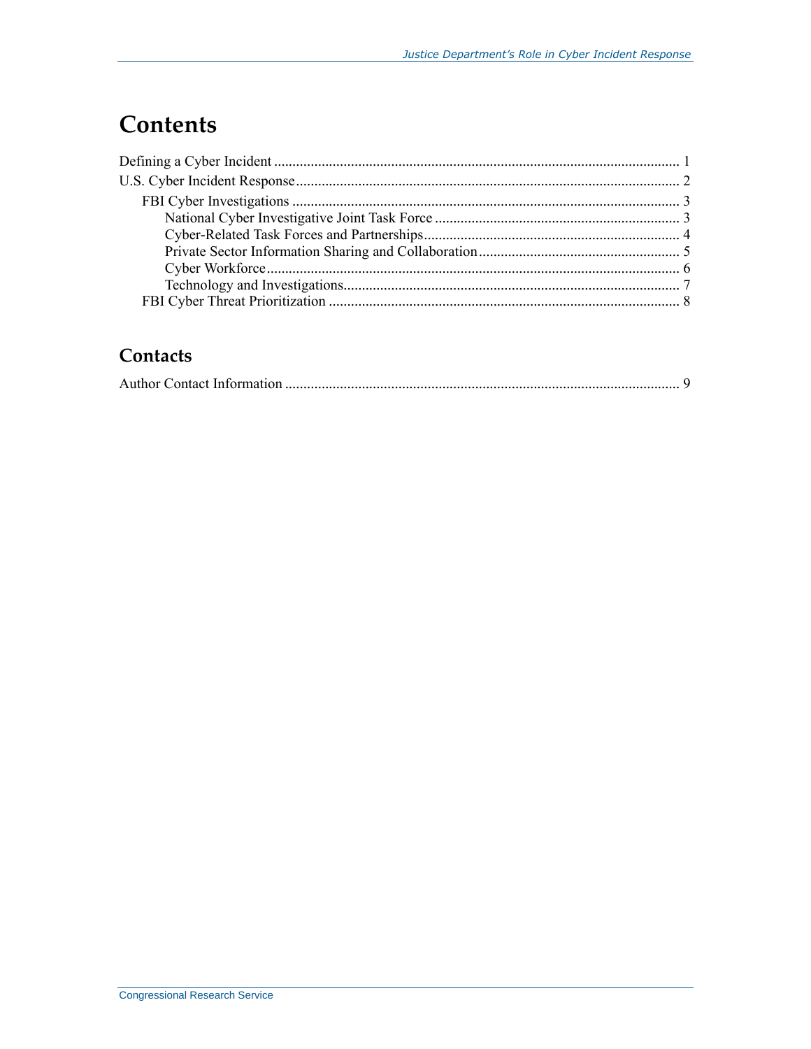# Contents

Defining a Cyber Incident ... 1
U.S. Cyber Incident Response ... 2
  FBI Cyber Investigations ... 3
    National Cyber Investigative Joint Task Force ... 3
    Cyber-Related Task Forces and Partnerships ... 4
    Private Sector Information Sharing and Collaboration ... 5
    Cyber Workforce ... 6
    Technology and Investigations ... 7
  FBI Cyber Threat Prioritization ... 8

## Contacts

Author Contact Information ... 9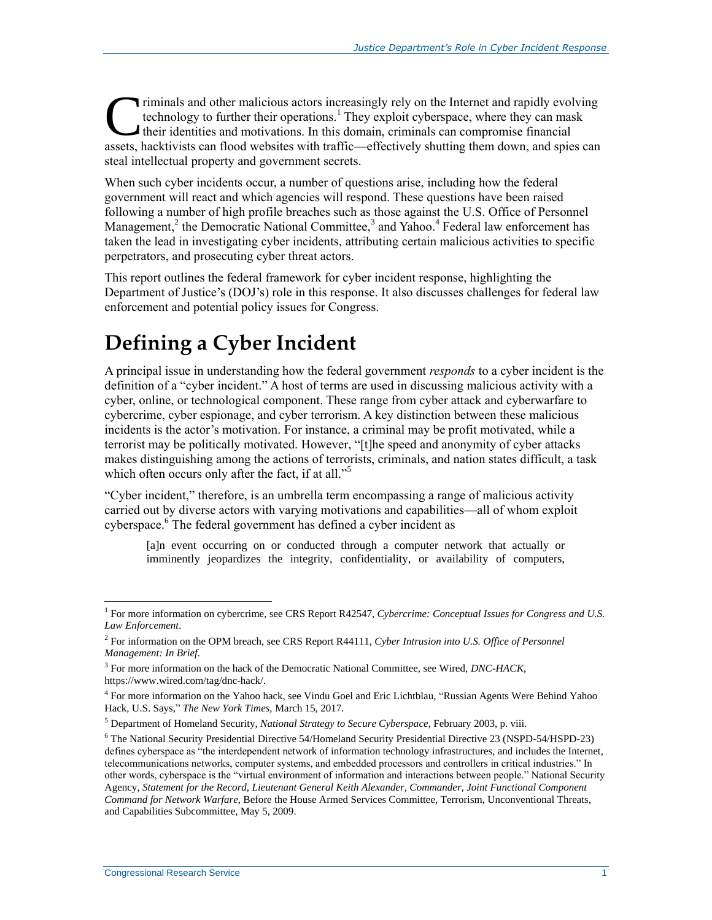Criminals and other malicious actors increasingly rely on the Internet and rapidly evolving technology to further their operations.[1] They exploit cyberspace, where they can mask their identities and motivations. In this domain, criminals can compromise financial assets, hacktivists can flood websites with traffic—effectively shutting them down, and spies can steal intellectual property and government secrets.

When such cyber incidents occur, a number of questions arise, including how the federal government will react and which agencies will respond. These questions have been raised following a number of high profile breaches such as those against the U.S. Office of Personnel Management,[2] the Democratic National Committee,[3] and Yahoo.[4] Federal law enforcement has taken the lead in investigating cyber incidents, attributing certain malicious activities to specific perpetrators, and prosecuting cyber threat actors.

This report outlines the federal framework for cyber incident response, highlighting the Department of Justice's (DOJ's) role in this response. It also discusses challenges for federal law enforcement and potential policy issues for Congress.

# Defining a Cyber Incident

A principal issue in understanding how the federal government *responds* to a cyber incident is the definition of a "cyber incident." A host of terms are used in discussing malicious activity with a cyber, online, or technological component. These range from cyber attack and cyberwarfare to cybercrime, cyber espionage, and cyber terrorism. A key distinction between these malicious incidents is the actor's motivation. For instance, a criminal may be profit motivated, while a terrorist may be politically motivated. However, "[t]he speed and anonymity of cyber attacks makes distinguishing among the actions of terrorists, criminals, and nation states difficult, a task which often occurs only after the fact, if at all."[5]

"Cyber incident," therefore, is an umbrella term encompassing a range of malicious activity carried out by diverse actors with varying motivations and capabilities—all of whom exploit cyberspace.[6] The federal government has defined a cyber incident as

> [a]n event occurring on or conducted through a computer network that actually or imminently jeopardizes the integrity, confidentiality, or availability of computers,

---

[1] For more information on cybercrime, see CRS Report R42547, *Cybercrime: Conceptual Issues for Congress and U.S. Law Enforcement*.

[2] For information on the OPM breach, see CRS Report R44111, *Cyber Intrusion into U.S. Office of Personnel Management: In Brief*.

[3] For more information on the hack of the Democratic National Committee, see Wired, *DNC-HACK*, https://www.wired.com/tag/dnc-hack/.

[4] For more information on the Yahoo hack, see Vindu Goel and Eric Lichtblau, "Russian Agents Were Behind Yahoo Hack, U.S. Says," *The New York Times*, March 15, 2017.

[5] Department of Homeland Security, *National Strategy to Secure Cyberspace*, February 2003, p. viii.

[6] The National Security Presidential Directive 54/Homeland Security Presidential Directive 23 (NSPD-54/HSPD-23) defines cyberspace as "the interdependent network of information technology infrastructures, and includes the Internet, telecommunications networks, computer systems, and embedded processors and controllers in critical industries." In other words, cyberspace is the "virtual environment of information and interactions between people." National Security Agency, *Statement for the Record, Lieutenant General Keith Alexander, Commander, Joint Functional Component Command for Network Warfare*, Before the House Armed Services Committee, Terrorism, Unconventional Threats, and Capabilities Subcommittee, May 5, 2009.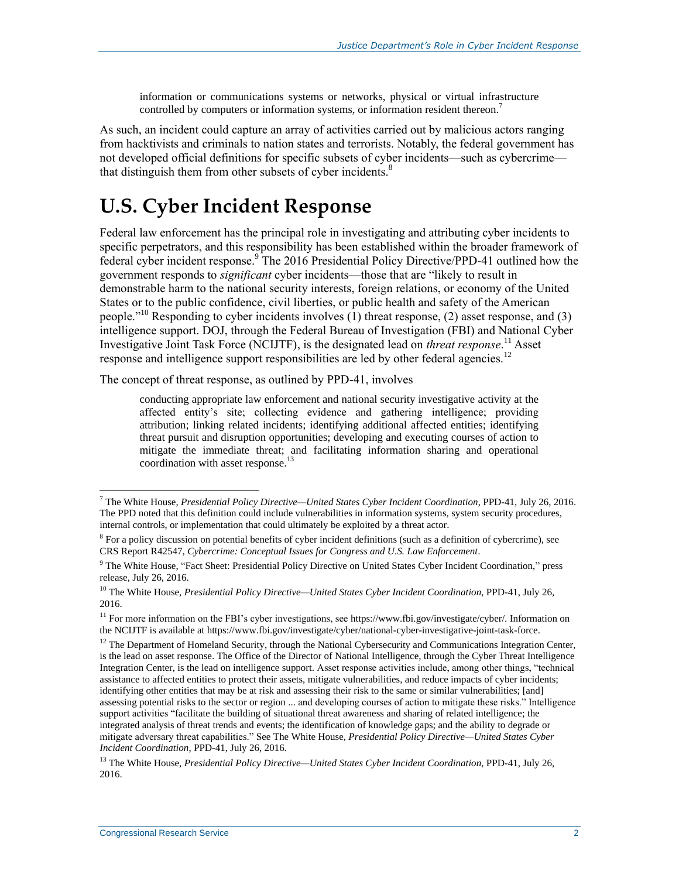> information or communications systems or networks, physical or virtual infrastructure controlled by computers or information systems, or information resident thereon.[7]

As such, an incident could capture an array of activities carried out by malicious actors ranging from hacktivists and criminals to nation states and terrorists. Notably, the federal government has not developed official definitions for specific subsets of cyber incidents—such as cybercrime—that distinguish them from other subsets of cyber incidents.[8]

# U.S. Cyber Incident Response

Federal law enforcement has the principal role in investigating and attributing cyber incidents to specific perpetrators, and this responsibility has been established within the broader framework of federal cyber incident response.[9] The 2016 Presidential Policy Directive/PPD-41 outlined how the government responds to *significant* cyber incidents—those that are "likely to result in demonstrable harm to the national security interests, foreign relations, or economy of the United States or to the public confidence, civil liberties, or public health and safety of the American people."[10] Responding to cyber incidents involves (1) threat response, (2) asset response, and (3) intelligence support. DOJ, through the Federal Bureau of Investigation (FBI) and National Cyber Investigative Joint Task Force (NCIJTF), is the designated lead on *threat response*.[11] Asset response and intelligence support responsibilities are led by other federal agencies.[12]

The concept of threat response, as outlined by PPD-41, involves

> conducting appropriate law enforcement and national security investigative activity at the affected entity's site; collecting evidence and gathering intelligence; providing attribution; linking related incidents; identifying additional affected entities; identifying threat pursuit and disruption opportunities; developing and executing courses of action to mitigate the immediate threat; and facilitating information sharing and operational coordination with asset response.[13]

---

[7] The White House, *Presidential Policy Directive—United States Cyber Incident Coordination*, PPD-41, July 26, 2016. The PPD noted that this definition could include vulnerabilities in information systems, system security procedures, internal controls, or implementation that could ultimately be exploited by a threat actor.

[8] For a policy discussion on potential benefits of cyber incident definitions (such as a definition of cybercrime), see CRS Report R42547, *Cybercrime: Conceptual Issues for Congress and U.S. Law Enforcement*.

[9] The White House, "Fact Sheet: Presidential Policy Directive on United States Cyber Incident Coordination," press release, July 26, 2016.

[10] The White House, *Presidential Policy Directive—United States Cyber Incident Coordination*, PPD-41, July 26, 2016.

[11] For more information on the FBI's cyber investigations, see https://www.fbi.gov/investigate/cyber/. Information on the NCIJTF is available at https://www.fbi.gov/investigate/cyber/national-cyber-investigative-joint-task-force.

[12] The Department of Homeland Security, through the National Cybersecurity and Communications Integration Center, is the lead on asset response. The Office of the Director of National Intelligence, through the Cyber Threat Intelligence Integration Center, is the lead on intelligence support. Asset response activities include, among other things, "technical assistance to affected entities to protect their assets, mitigate vulnerabilities, and reduce impacts of cyber incidents; identifying other entities that may be at risk and assessing their risk to the same or similar vulnerabilities; [and] assessing potential risks to the sector or region ... and developing courses of action to mitigate these risks." Intelligence support activities "facilitate the building of situational threat awareness and sharing of related intelligence; the integrated analysis of threat trends and events; the identification of knowledge gaps; and the ability to degrade or mitigate adversary threat capabilities." See The White House, *Presidential Policy Directive—United States Cyber Incident Coordination*, PPD-41, July 26, 2016.

[13] The White House, *Presidential Policy Directive—United States Cyber Incident Coordination*, PPD-41, July 26, 2016.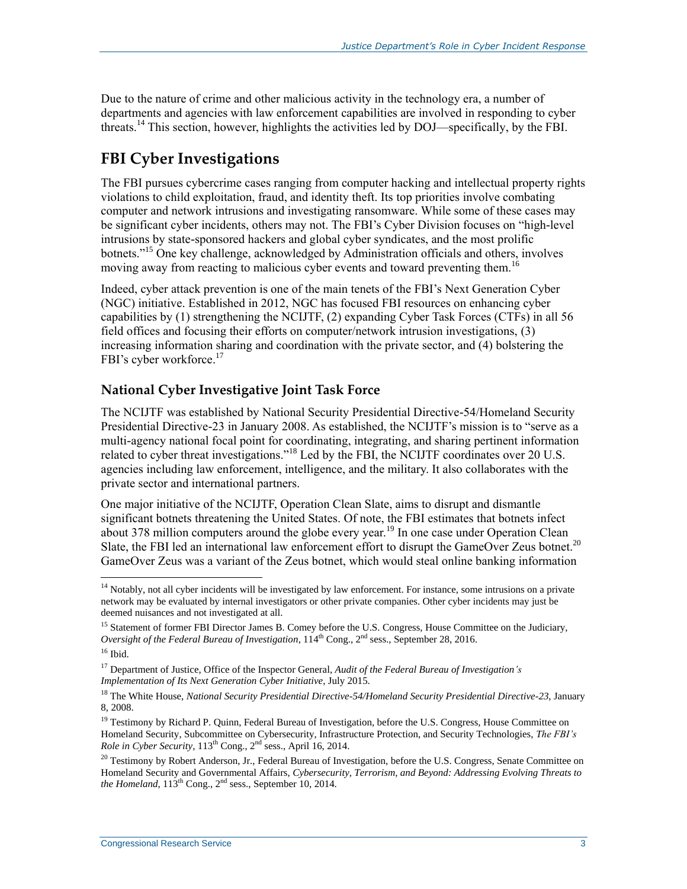Due to the nature of crime and other malicious activity in the technology era, a number of departments and agencies with law enforcement capabilities are involved in responding to cyber threats.[14] This section, however, highlights the activities led by DOJ—specifically, by the FBI.

## FBI Cyber Investigations

The FBI pursues cybercrime cases ranging from computer hacking and intellectual property rights violations to child exploitation, fraud, and identity theft. Its top priorities involve combating computer and network intrusions and investigating ransomware. While some of these cases may be significant cyber incidents, others may not. The FBI's Cyber Division focuses on "high-level intrusions by state-sponsored hackers and global cyber syndicates, and the most prolific botnets."[15] One key challenge, acknowledged by Administration officials and others, involves moving away from reacting to malicious cyber events and toward preventing them.[16]

Indeed, cyber attack prevention is one of the main tenets of the FBI's Next Generation Cyber (NGC) initiative. Established in 2012, NGC has focused FBI resources on enhancing cyber capabilities by (1) strengthening the NCIJTF, (2) expanding Cyber Task Forces (CTFs) in all 56 field offices and focusing their efforts on computer/network intrusion investigations, (3) increasing information sharing and coordination with the private sector, and (4) bolstering the FBI's cyber workforce.[17]

### National Cyber Investigative Joint Task Force

The NCIJTF was established by National Security Presidential Directive-54/Homeland Security Presidential Directive-23 in January 2008. As established, the NCIJTF's mission is to "serve as a multi-agency national focal point for coordinating, integrating, and sharing pertinent information related to cyber threat investigations."[18] Led by the FBI, the NCIJTF coordinates over 20 U.S. agencies including law enforcement, intelligence, and the military. It also collaborates with the private sector and international partners.

One major initiative of the NCIJTF, Operation Clean Slate, aims to disrupt and dismantle significant botnets threatening the United States. Of note, the FBI estimates that botnets infect about 378 million computers around the globe every year.[19] In one case under Operation Clean Slate, the FBI led an international law enforcement effort to disrupt the GameOver Zeus botnet.[20] GameOver Zeus was a variant of the Zeus botnet, which would steal online banking information

---

[14] Notably, not all cyber incidents will be investigated by law enforcement. For instance, some intrusions on a private network may be evaluated by internal investigators or other private companies. Other cyber incidents may just be deemed nuisances and not investigated at all.

[15] Statement of former FBI Director James B. Comey before the U.S. Congress, House Committee on the Judiciary, *Oversight of the Federal Bureau of Investigation*, 114th Cong., 2nd sess., September 28, 2016.

[16] Ibid.

[17] Department of Justice, Office of the Inspector General, *Audit of the Federal Bureau of Investigation's Implementation of Its Next Generation Cyber Initiative*, July 2015.

[18] The White House, *National Security Presidential Directive-54/Homeland Security Presidential Directive-23*, January 8, 2008.

[19] Testimony by Richard P. Quinn, Federal Bureau of Investigation, before the U.S. Congress, House Committee on Homeland Security, Subcommittee on Cybersecurity, Infrastructure Protection, and Security Technologies, *The FBI's Role in Cyber Security*, 113th Cong., 2nd sess., April 16, 2014.

[20] Testimony by Robert Anderson, Jr., Federal Bureau of Investigation, before the U.S. Congress, Senate Committee on Homeland Security and Governmental Affairs, *Cybersecurity, Terrorism, and Beyond: Addressing Evolving Threats to the Homeland*, 113th Cong., 2nd sess., September 10, 2014.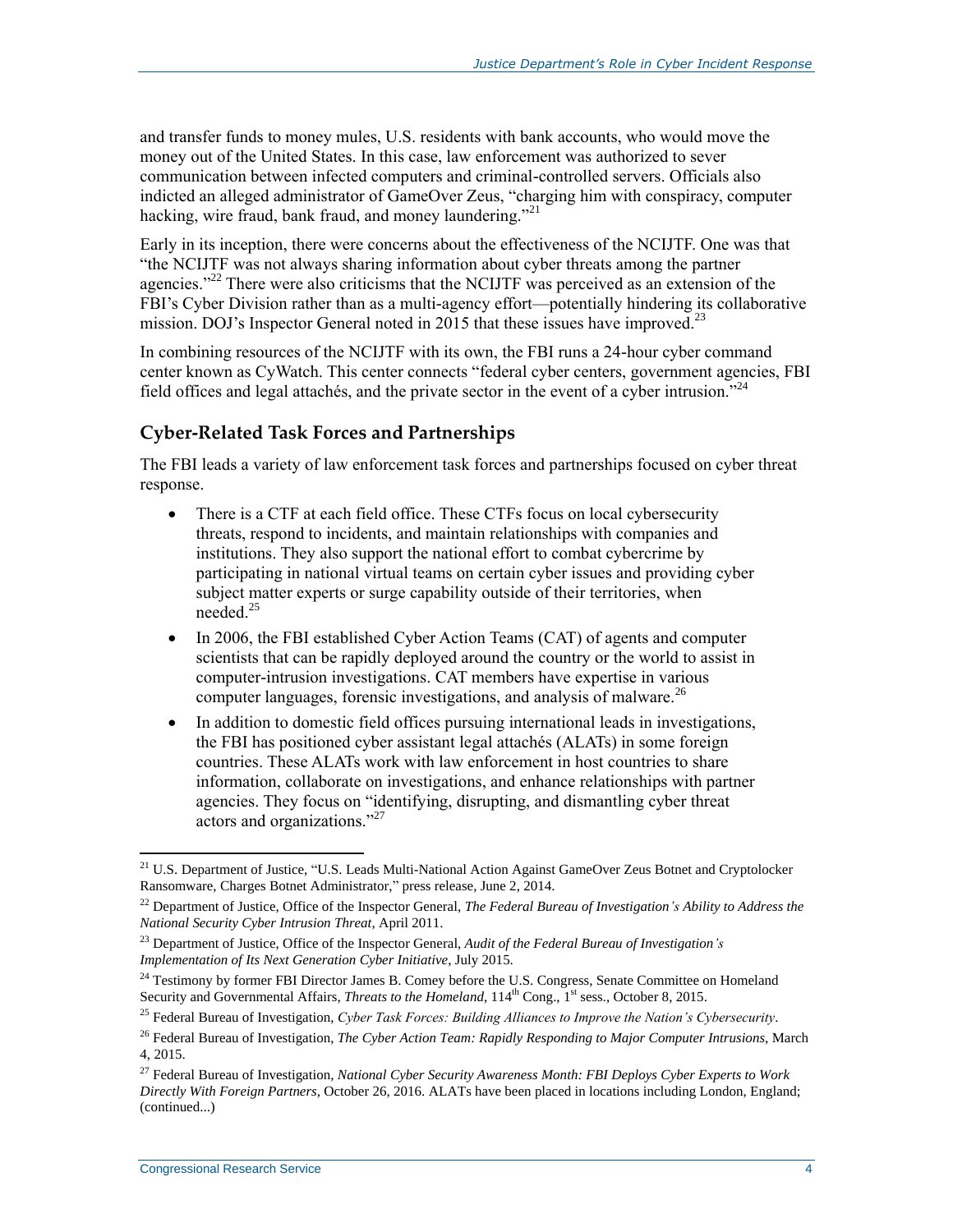and transfer funds to money mules, U.S. residents with bank accounts, who would move the money out of the United States. In this case, law enforcement was authorized to sever communication between infected computers and criminal-controlled servers. Officials also indicted an alleged administrator of GameOver Zeus, "charging him with conspiracy, computer hacking, wire fraud, bank fraud, and money laundering."[21]

Early in its inception, there were concerns about the effectiveness of the NCIJTF. One was that "the NCIJTF was not always sharing information about cyber threats among the partner agencies."[22] There were also criticisms that the NCIJTF was perceived as an extension of the FBI's Cyber Division rather than as a multi-agency effort—potentially hindering its collaborative mission. DOJ's Inspector General noted in 2015 that these issues have improved.[23]

In combining resources of the NCIJTF with its own, the FBI runs a 24-hour cyber command center known as CyWatch. This center connects "federal cyber centers, government agencies, FBI field offices and legal attachés, and the private sector in the event of a cyber intrusion."[24]

## Cyber-Related Task Forces and Partnerships

The FBI leads a variety of law enforcement task forces and partnerships focused on cyber threat response.

- There is a CTF at each field office. These CTFs focus on local cybersecurity threats, respond to incidents, and maintain relationships with companies and institutions. They also support the national effort to combat cybercrime by participating in national virtual teams on certain cyber issues and providing cyber subject matter experts or surge capability outside of their territories, when needed.[25]
- In 2006, the FBI established Cyber Action Teams (CAT) of agents and computer scientists that can be rapidly deployed around the country or the world to assist in computer-intrusion investigations. CAT members have expertise in various computer languages, forensic investigations, and analysis of malware.[26]
- In addition to domestic field offices pursuing international leads in investigations, the FBI has positioned cyber assistant legal attachés (ALATs) in some foreign countries. These ALATs work with law enforcement in host countries to share information, collaborate on investigations, and enhance relationships with partner agencies. They focus on "identifying, disrupting, and dismantling cyber threat actors and organizations."[27]

---

[21] U.S. Department of Justice, "U.S. Leads Multi-National Action Against GameOver Zeus Botnet and Cryptolocker Ransomware, Charges Botnet Administrator," press release, June 2, 2014.

[22] Department of Justice, Office of the Inspector General, *The Federal Bureau of Investigation's Ability to Address the National Security Cyber Intrusion Threat*, April 2011.

[23] Department of Justice, Office of the Inspector General, *Audit of the Federal Bureau of Investigation's Implementation of Its Next Generation Cyber Initiative*, July 2015.

[24] Testimony by former FBI Director James B. Comey before the U.S. Congress, Senate Committee on Homeland Security and Governmental Affairs, *Threats to the Homeland*, 114th Cong., 1st sess., October 8, 2015.

[25] Federal Bureau of Investigation, *Cyber Task Forces: Building Alliances to Improve the Nation's Cybersecurity*.

[26] Federal Bureau of Investigation, *The Cyber Action Team: Rapidly Responding to Major Computer Intrusions*, March 4, 2015.

[27] Federal Bureau of Investigation, *National Cyber Security Awareness Month: FBI Deploys Cyber Experts to Work Directly With Foreign Partners*, October 26, 2016. ALATs have been placed in locations including London, England; (continued...)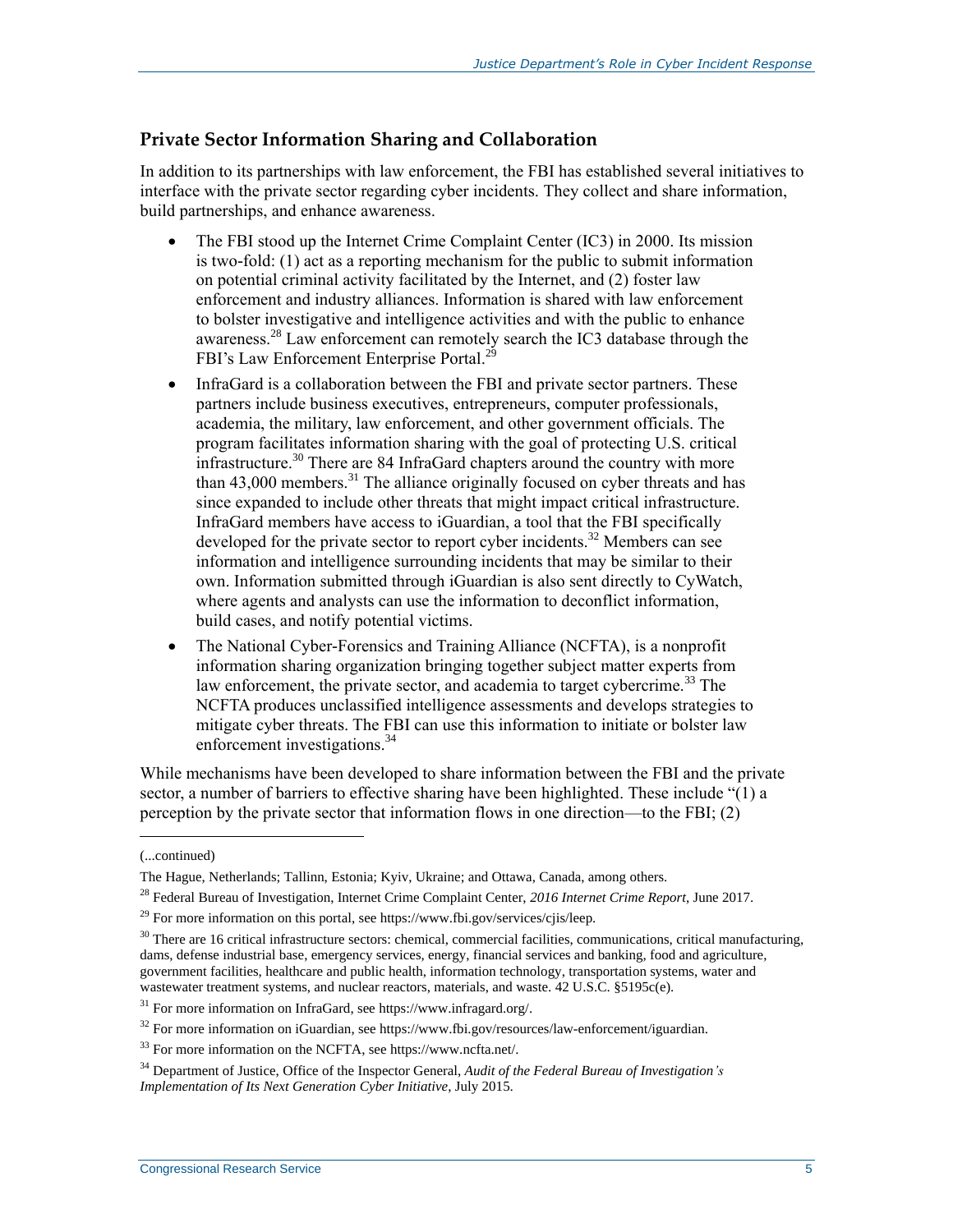## Private Sector Information Sharing and Collaboration

In addition to its partnerships with law enforcement, the FBI has established several initiatives to interface with the private sector regarding cyber incidents. They collect and share information, build partnerships, and enhance awareness.

- The FBI stood up the Internet Crime Complaint Center (IC3) in 2000. Its mission is two-fold: (1) act as a reporting mechanism for the public to submit information on potential criminal activity facilitated by the Internet, and (2) foster law enforcement and industry alliances. Information is shared with law enforcement to bolster investigative and intelligence activities and with the public to enhance awareness.[28] Law enforcement can remotely search the IC3 database through the FBI's Law Enforcement Enterprise Portal.[29]
- InfraGard is a collaboration between the FBI and private sector partners. These partners include business executives, entrepreneurs, computer professionals, academia, the military, law enforcement, and other government officials. The program facilitates information sharing with the goal of protecting U.S. critical infrastructure.[30] There are 84 InfraGard chapters around the country with more than 43,000 members.[31] The alliance originally focused on cyber threats and has since expanded to include other threats that might impact critical infrastructure. InfraGard members have access to iGuardian, a tool that the FBI specifically developed for the private sector to report cyber incidents.[32] Members can see information and intelligence surrounding incidents that may be similar to their own. Information submitted through iGuardian is also sent directly to CyWatch, where agents and analysts can use the information to deconflict information, build cases, and notify potential victims.
- The National Cyber-Forensics and Training Alliance (NCFTA), is a nonprofit information sharing organization bringing together subject matter experts from law enforcement, the private sector, and academia to target cybercrime.[33] The NCFTA produces unclassified intelligence assessments and develops strategies to mitigate cyber threats. The FBI can use this information to initiate or bolster law enforcement investigations.[34]

While mechanisms have been developed to share information between the FBI and the private sector, a number of barriers to effective sharing have been highlighted. These include "(1) a perception by the private sector that information flows in one direction—to the FBI; (2)

---

(...continued)

The Hague, Netherlands; Tallinn, Estonia; Kyiv, Ukraine; and Ottawa, Canada, among others.

[28] Federal Bureau of Investigation, Internet Crime Complaint Center, *2016 Internet Crime Report*, June 2017.

[29] For more information on this portal, see https://www.fbi.gov/services/cjis/leep.

[30] There are 16 critical infrastructure sectors: chemical, commercial facilities, communications, critical manufacturing, dams, defense industrial base, emergency services, energy, financial services and banking, food and agriculture, government facilities, healthcare and public health, information technology, transportation systems, water and wastewater treatment systems, and nuclear reactors, materials, and waste. 42 U.S.C. §5195c(e).

[31] For more information on InfraGard, see https://www.infragard.org/.

[32] For more information on iGuardian, see https://www.fbi.gov/resources/law-enforcement/iguardian.

[33] For more information on the NCFTA, see https://www.ncfta.net/.

[34] Department of Justice, Office of the Inspector General, *Audit of the Federal Bureau of Investigation's Implementation of Its Next Generation Cyber Initiative*, July 2015.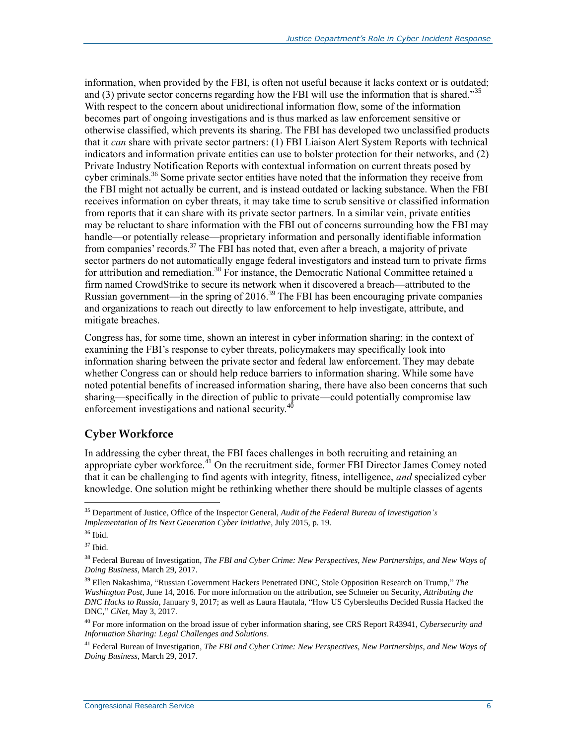information, when provided by the FBI, is often not useful because it lacks context or is outdated; and (3) private sector concerns regarding how the FBI will use the information that is shared."[35] With respect to the concern about unidirectional information flow, some of the information becomes part of ongoing investigations and is thus marked as law enforcement sensitive or otherwise classified, which prevents its sharing. The FBI has developed two unclassified products that it *can* share with private sector partners: (1) FBI Liaison Alert System Reports with technical indicators and information private entities can use to bolster protection for their networks, and (2) Private Industry Notification Reports with contextual information on current threats posed by cyber criminals.[36] Some private sector entities have noted that the information they receive from the FBI might not actually be current, and is instead outdated or lacking substance. When the FBI receives information on cyber threats, it may take time to scrub sensitive or classified information from reports that it can share with its private sector partners. In a similar vein, private entities may be reluctant to share information with the FBI out of concerns surrounding how the FBI may handle—or potentially release—proprietary information and personally identifiable information from companies' records.[37] The FBI has noted that, even after a breach, a majority of private sector partners do not automatically engage federal investigators and instead turn to private firms for attribution and remediation.[38] For instance, the Democratic National Committee retained a firm named CrowdStrike to secure its network when it discovered a breach—attributed to the Russian government—in the spring of 2016.[39] The FBI has been encouraging private companies and organizations to reach out directly to law enforcement to help investigate, attribute, and mitigate breaches.

Congress has, for some time, shown an interest in cyber information sharing; in the context of examining the FBI's response to cyber threats, policymakers may specifically look into information sharing between the private sector and federal law enforcement. They may debate whether Congress can or should help reduce barriers to information sharing. While some have noted potential benefits of increased information sharing, there have also been concerns that such sharing—specifically in the direction of public to private—could potentially compromise law enforcement investigations and national security.[40]

## Cyber Workforce

In addressing the cyber threat, the FBI faces challenges in both recruiting and retaining an appropriate cyber workforce.[41] On the recruitment side, former FBI Director James Comey noted that it can be challenging to find agents with integrity, fitness, intelligence, *and* specialized cyber knowledge. One solution might be rethinking whether there should be multiple classes of agents

---

[35] Department of Justice, Office of the Inspector General, *Audit of the Federal Bureau of Investigation's Implementation of Its Next Generation Cyber Initiative*, July 2015, p. 19.

[36] Ibid.

[37] Ibid.

[38] Federal Bureau of Investigation, *The FBI and Cyber Crime: New Perspectives, New Partnerships, and New Ways of Doing Business*, March 29, 2017.

[39] Ellen Nakashima, "Russian Government Hackers Penetrated DNC, Stole Opposition Research on Trump," *The Washington Post*, June 14, 2016. For more information on the attribution, see Schneier on Security, *Attributing the DNC Hacks to Russia*, January 9, 2017; as well as Laura Hautala, "How US Cybersleuths Decided Russia Hacked the DNC," *CNet*, May 3, 2017.

[40] For more information on the broad issue of cyber information sharing, see CRS Report R43941, *Cybersecurity and Information Sharing: Legal Challenges and Solutions*.

[41] Federal Bureau of Investigation, *The FBI and Cyber Crime: New Perspectives, New Partnerships, and New Ways of Doing Business*, March 29, 2017.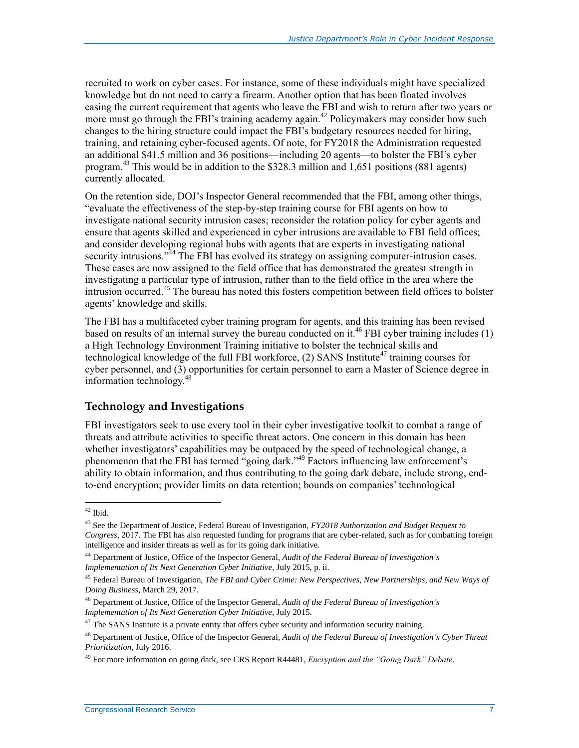recruited to work on cyber cases. For instance, some of these individuals might have specialized knowledge but do not need to carry a firearm. Another option that has been floated involves easing the current requirement that agents who leave the FBI and wish to return after two years or more must go through the FBI's training academy again.[42] Policymakers may consider how such changes to the hiring structure could impact the FBI's budgetary resources needed for hiring, training, and retaining cyber-focused agents. Of note, for FY2018 the Administration requested an additional $41.5 million and 36 positions—including 20 agents—to bolster the FBI's cyber program.[43] This would be in addition to the $328.3 million and 1,651 positions (881 agents) currently allocated.

On the retention side, DOJ's Inspector General recommended that the FBI, among other things, "evaluate the effectiveness of the step-by-step training course for FBI agents on how to investigate national security intrusion cases; reconsider the rotation policy for cyber agents and ensure that agents skilled and experienced in cyber intrusions are available to FBI field offices; and consider developing regional hubs with agents that are experts in investigating national security intrusions."[44] The FBI has evolved its strategy on assigning computer-intrusion cases. These cases are now assigned to the field office that has demonstrated the greatest strength in investigating a particular type of intrusion, rather than to the field office in the area where the intrusion occurred.[45] The bureau has noted this fosters competition between field offices to bolster agents' knowledge and skills.

The FBI has a multifaceted cyber training program for agents, and this training has been revised based on results of an internal survey the bureau conducted on it.[46] FBI cyber training includes (1) a High Technology Environment Training initiative to bolster the technical skills and technological knowledge of the full FBI workforce, (2) SANS Institute[47] training courses for cyber personnel, and (3) opportunities for certain personnel to earn a Master of Science degree in information technology.[48]

## Technology and Investigations

FBI investigators seek to use every tool in their cyber investigative toolkit to combat a range of threats and attribute activities to specific threat actors. One concern in this domain has been whether investigators' capabilities may be outpaced by the speed of technological change, a phenomenon that the FBI has termed "going dark."[49] Factors influencing law enforcement's ability to obtain information, and thus contributing to the going dark debate, include strong, end-to-end encryption; provider limits on data retention; bounds on companies' technological

---

[42] Ibid.

[43] See the Department of Justice, Federal Bureau of Investigation, *FY2018 Authorization and Budget Request to Congress*, 2017. The FBI has also requested funding for programs that are cyber-related, such as for combatting foreign intelligence and insider threats as well as for its going dark initiative.

[44] Department of Justice, Office of the Inspector General, *Audit of the Federal Bureau of Investigation's Implementation of Its Next Generation Cyber Initiative*, July 2015, p. ii.

[45] Federal Bureau of Investigation, *The FBI and Cyber Crime: New Perspectives, New Partnerships, and New Ways of Doing Business*, March 29, 2017.

[46] Department of Justice, Office of the Inspector General, *Audit of the Federal Bureau of Investigation's Implementation of Its Next Generation Cyber Initiative*, July 2015.

[47] The SANS Institute is a private entity that offers cyber security and information security training.

[48] Department of Justice, Office of the Inspector General, *Audit of the Federal Bureau of Investigation's Cyber Threat Prioritization*, July 2016.

[49] For more information on going dark, see CRS Report R44481, *Encryption and the "Going Dark" Debate*.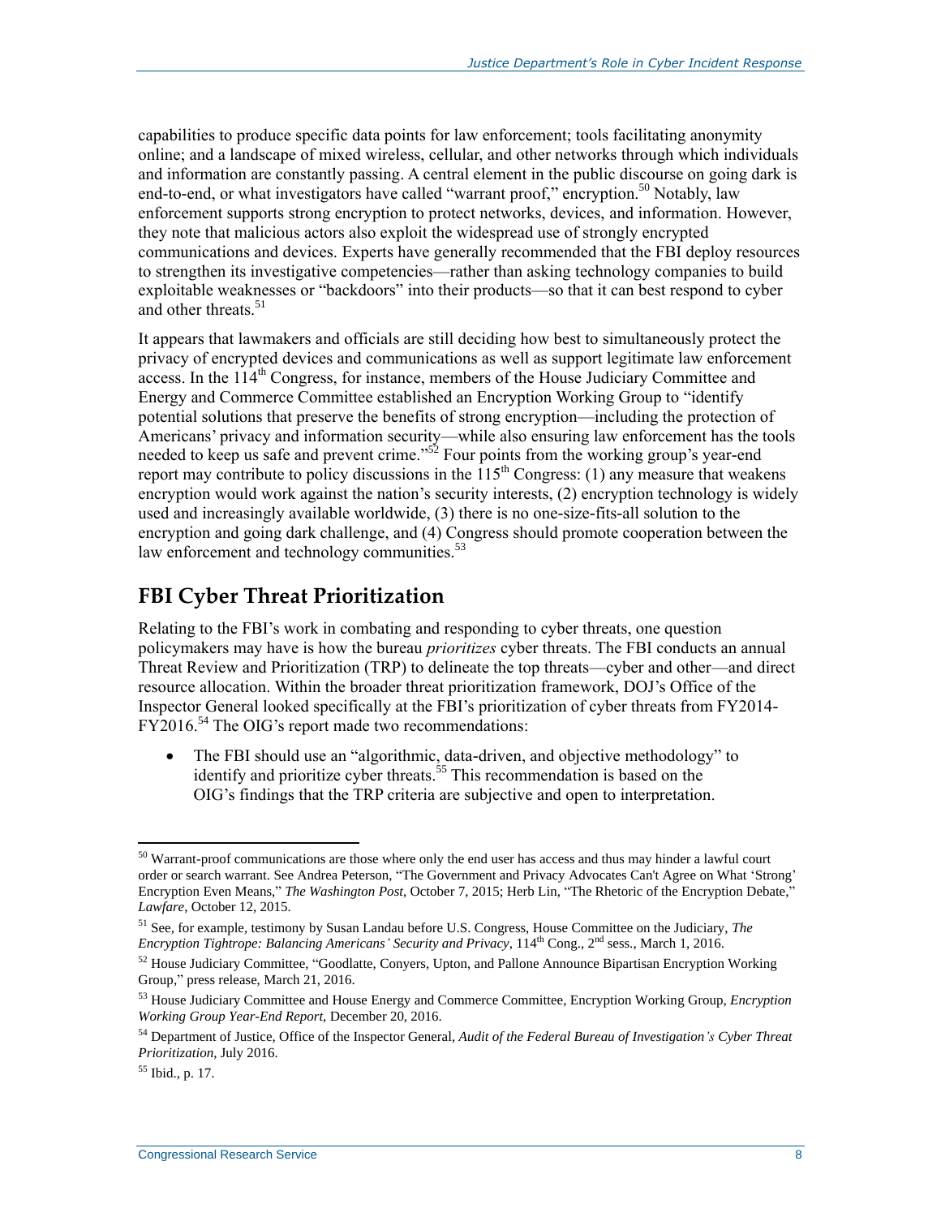capabilities to produce specific data points for law enforcement; tools facilitating anonymity online; and a landscape of mixed wireless, cellular, and other networks through which individuals and information are constantly passing. A central element in the public discourse on going dark is end-to-end, or what investigators have called "warrant proof," encryption.[50] Notably, law enforcement supports strong encryption to protect networks, devices, and information. However, they note that malicious actors also exploit the widespread use of strongly encrypted communications and devices. Experts have generally recommended that the FBI deploy resources to strengthen its investigative competencies—rather than asking technology companies to build exploitable weaknesses or "backdoors" into their products—so that it can best respond to cyber and other threats.[51]

It appears that lawmakers and officials are still deciding how best to simultaneously protect the privacy of encrypted devices and communications as well as support legitimate law enforcement access. In the 114th Congress, for instance, members of the House Judiciary Committee and Energy and Commerce Committee established an Encryption Working Group to "identify potential solutions that preserve the benefits of strong encryption—including the protection of Americans' privacy and information security—while also ensuring law enforcement has the tools needed to keep us safe and prevent crime."[52] Four points from the working group's year-end report may contribute to policy discussions in the 115th Congress: (1) any measure that weakens encryption would work against the nation's security interests, (2) encryption technology is widely used and increasingly available worldwide, (3) there is no one-size-fits-all solution to the encryption and going dark challenge, and (4) Congress should promote cooperation between the law enforcement and technology communities.[53]

## FBI Cyber Threat Prioritization

Relating to the FBI's work in combating and responding to cyber threats, one question policymakers may have is how the bureau *prioritizes* cyber threats. The FBI conducts an annual Threat Review and Prioritization (TRP) to delineate the top threats—cyber and other—and direct resource allocation. Within the broader threat prioritization framework, DOJ's Office of the Inspector General looked specifically at the FBI's prioritization of cyber threats from FY2014-FY2016.[54] The OIG's report made two recommendations:

- The FBI should use an "algorithmic, data-driven, and objective methodology" to identify and prioritize cyber threats.[55] This recommendation is based on the OIG's findings that the TRP criteria are subjective and open to interpretation.

---

[50] Warrant-proof communications are those where only the end user has access and thus may hinder a lawful court order or search warrant. See Andrea Peterson, "The Government and Privacy Advocates Can't Agree on What 'Strong' Encryption Even Means," *The Washington Post*, October 7, 2015; Herb Lin, "The Rhetoric of the Encryption Debate," *Lawfare*, October 12, 2015.

[51] See, for example, testimony by Susan Landau before U.S. Congress, House Committee on the Judiciary, *The Encryption Tightrope: Balancing Americans' Security and Privacy*, 114th Cong., 2nd sess., March 1, 2016.

[52] House Judiciary Committee, "Goodlatte, Conyers, Upton, and Pallone Announce Bipartisan Encryption Working Group," press release, March 21, 2016.

[53] House Judiciary Committee and House Energy and Commerce Committee, Encryption Working Group, *Encryption Working Group Year-End Report*, December 20, 2016.

[54] Department of Justice, Office of the Inspector General, *Audit of the Federal Bureau of Investigation's Cyber Threat Prioritization*, July 2016.

[55] Ibid., p. 17.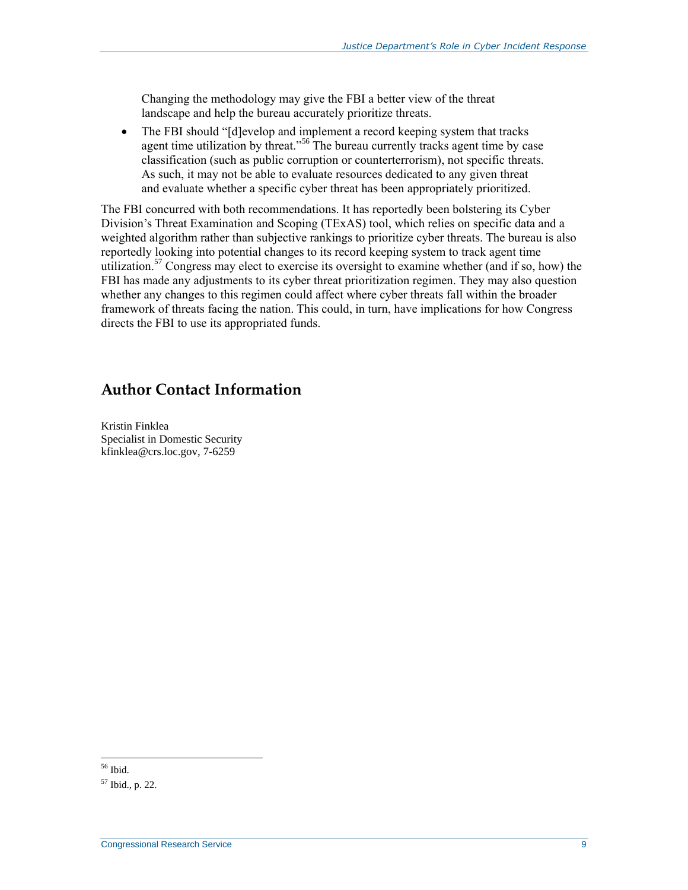Changing the methodology may give the FBI a better view of the threat landscape and help the bureau accurately prioritize threats.

- The FBI should "[d]evelop and implement a record keeping system that tracks agent time utilization by threat."[56] The bureau currently tracks agent time by case classification (such as public corruption or counterterrorism), not specific threats. As such, it may not be able to evaluate resources dedicated to any given threat and evaluate whether a specific cyber threat has been appropriately prioritized.

The FBI concurred with both recommendations. It has reportedly been bolstering its Cyber Division's Threat Examination and Scoping (TExAS) tool, which relies on specific data and a weighted algorithm rather than subjective rankings to prioritize cyber threats. The bureau is also reportedly looking into potential changes to its record keeping system to track agent time utilization.[57] Congress may elect to exercise its oversight to examine whether (and if so, how) the FBI has made any adjustments to its cyber threat prioritization regimen. They may also question whether any changes to this regimen could affect where cyber threats fall within the broader framework of threats facing the nation. This could, in turn, have implications for how Congress directs the FBI to use its appropriated funds.

## Author Contact Information

Kristin Finklea
Specialist in Domestic Security
kfinklea@crs.loc.gov, 7-6259

---

[56] Ibid.

[57] Ibid., p. 22.